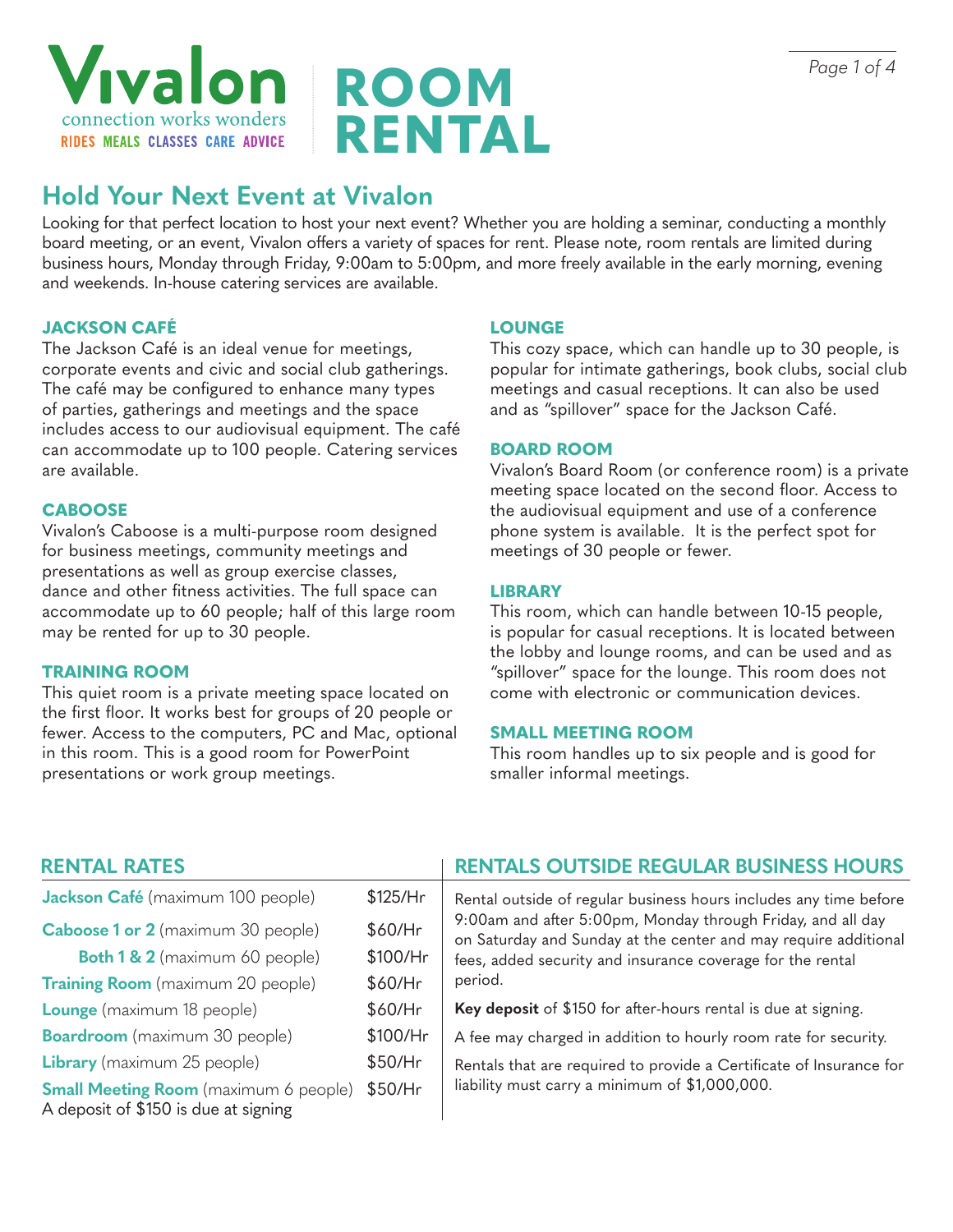# Vivalon ROOM RENTAL

connection works wonders

RIDES MEALS CLASSES CARE ADVICE

## Hold Your Next Event at Vivalon

Looking for that perfect location to host your next event? Whether you are holding a seminar, conducting a monthly board meeting, or an event, Vivalon offers a variety of spaces for rent. Please note, room rentals are limited during business hours, Monday through Friday, 9:00am to 5:00pm, and more freely available in the early morning, evening and weekends. In-house catering services are available.

### JACKSON CAFÉ

The Jackson Café is an ideal venue for meetings, corporate events and civic and social club gatherings. The café may be configured to enhance many types of parties, gatherings and meetings and the space includes access to our audiovisual equipment. The café can accommodate up to 100 people. Catering services are available.

### CABOOSE

Vivalon's Caboose is a multi-purpose room designed for business meetings, community meetings and presentations as well as group exercise classes, dance and other fitness activities. The full space can accommodate up to 60 people; half of this large room may be rented for up to 30 people.

### TRAINING ROOM

This quiet room is a private meeting space located on the first floor. It works best for groups of 20 people or fewer. Access to the computers, PC and Mac, optional in this room. This is a good room for PowerPoint presentations or work group meetings.

### LOUNGE

This cozy space, which can handle up to 30 people, is popular for intimate gatherings, book clubs, social club meetings and casual receptions. It can also be used and as "spillover" space for the Jackson Café.

### BOARD ROOM

Vivalon's Board Room (or conference room) is a private meeting space located on the second floor. Access to the audiovisual equipment and use of a conference phone system is available. It is the perfect spot for meetings of 30 people or fewer.

### LIBRARY

This room, which can handle between 10-15 people, is popular for casual receptions. It is located between the lobby and lounge rooms, and can be used and as "spillover" space for the lounge. This room does not come with electronic or communication devices.

### SMALL MEETING ROOM

This room handles up to six people and is good for smaller informal meetings.

## RENTAL RATES

| Room | Rate |
|---|---|
| **Jackson Café** (maximum 100 people) | $125/Hr |
| **Caboose 1 or 2** (maximum 30 people) | $60/Hr |
| **Both 1 & 2** (maximum 60 people) | $100/Hr |
| **Training Room** (maximum 20 people) | $60/Hr |
| **Lounge** (maximum 18 people) | $60/Hr |
| **Boardroom** (maximum 30 people) | $100/Hr |
| **Library** (maximum 25 people) | $50/Hr |
| **Small Meeting Room** (maximum 6 people) | $50/Hr |

A deposit of $150 is due at signing

## RENTALS OUTSIDE REGULAR BUSINESS HOURS

Rental outside of regular business hours includes any time before 9:00am and after 5:00pm, Monday through Friday, and all day on Saturday and Sunday at the center and may require additional fees, added security and insurance coverage for the rental period.

**Key deposit** of $150 for after-hours rental is due at signing.

A fee may charged in addition to hourly room rate for security.

Rentals that are required to provide a Certificate of Insurance for liability must carry a minimum of $1,000,000.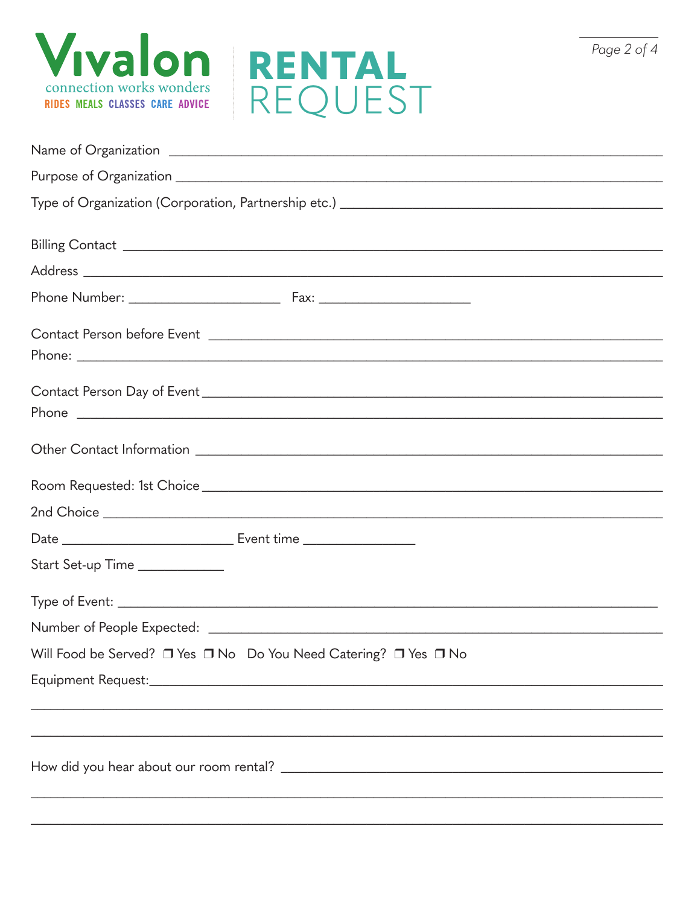Vivalon
connection works wonders
RIDES MEALS CLASSES CARE ADVICE

# RENTAL REQUEST

Name of Organization ______________________________________________

Purpose of Organization ______________________________________________

Type of Organization (Corporation, Partnership etc.) ______________________________

Billing Contact ______________________________________________

Address ______________________________________________

Phone Number: ____________________ Fax: ____________________

Contact Person before Event ______________________________________________

Phone: ______________________________________________

Contact Person Day of Event ______________________________________________

Phone ______________________________________________

Other Contact Information ______________________________________________

Room Requested: 1st Choice ______________________________________________

2nd Choice ______________________________________________

Date ____________________ Event time ______________

Start Set-up Time ___________

Type of Event: ______________________________________________

Number of People Expected: ______________________________________________

Will Food be Served? ❐ Yes ❐ No Do You Need Catering? ❐ Yes ❐ No

Equipment Request: ______________________________________________

______________________________________________

______________________________________________

How did you hear about our room rental? ______________________________

______________________________________________

______________________________________________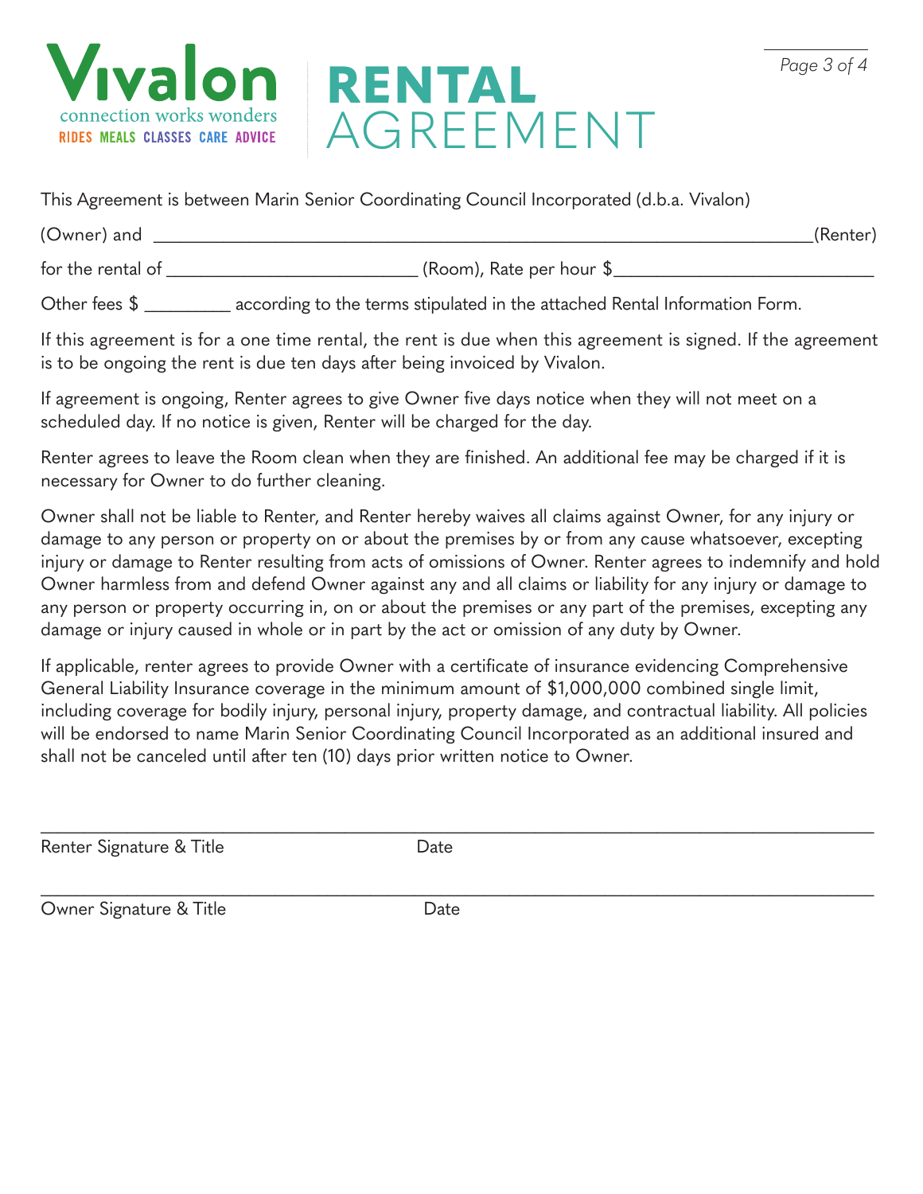# Vivalon

connection works wonders

RIDES MEALS CLASSES CARE ADVICE

# RENTAL AGREEMENT

This Agreement is between Marin Senior Coordinating Council Incorporated (d.b.a. Vivalon)

(Owner) and ______________________________________________________________(Renter)

for the rental of __________________________ (Room), Rate per hour $___________________________

Other fees $ _________ according to the terms stipulated in the attached Rental Information Form.

If this agreement is for a one time rental, the rent is due when this agreement is signed. If the agreement is to be ongoing the rent is due ten days after being invoiced by Vivalon.

If agreement is ongoing, Renter agrees to give Owner five days notice when they will not meet on a scheduled day. If no notice is given, Renter will be charged for the day.

Renter agrees to leave the Room clean when they are finished. An additional fee may be charged if it is necessary for Owner to do further cleaning.

Owner shall not be liable to Renter, and Renter hereby waives all claims against Owner, for any injury or damage to any person or property on or about the premises by or from any cause whatsoever, excepting injury or damage to Renter resulting from acts of omissions of Owner. Renter agrees to indemnify and hold Owner harmless from and defend Owner against any and all claims or liability for any injury or damage to any person or property occurring in, on or about the premises or any part of the premises, excepting any damage or injury caused in whole or in part by the act or omission of any duty by Owner.

If applicable, renter agrees to provide Owner with a certificate of insurance evidencing Comprehensive General Liability Insurance coverage in the minimum amount of $1,000,000 combined single limit, including coverage for bodily injury, personal injury, property damage, and contractual liability. All policies will be endorsed to name Marin Senior Coordinating Council Incorporated as an additional insured and shall not be canceled until after ten (10) days prior written notice to Owner.

_____________________________________________________________________________________

Renter Signature & Title                                        Date

_____________________________________________________________________________________

Owner Signature & Title                                        Date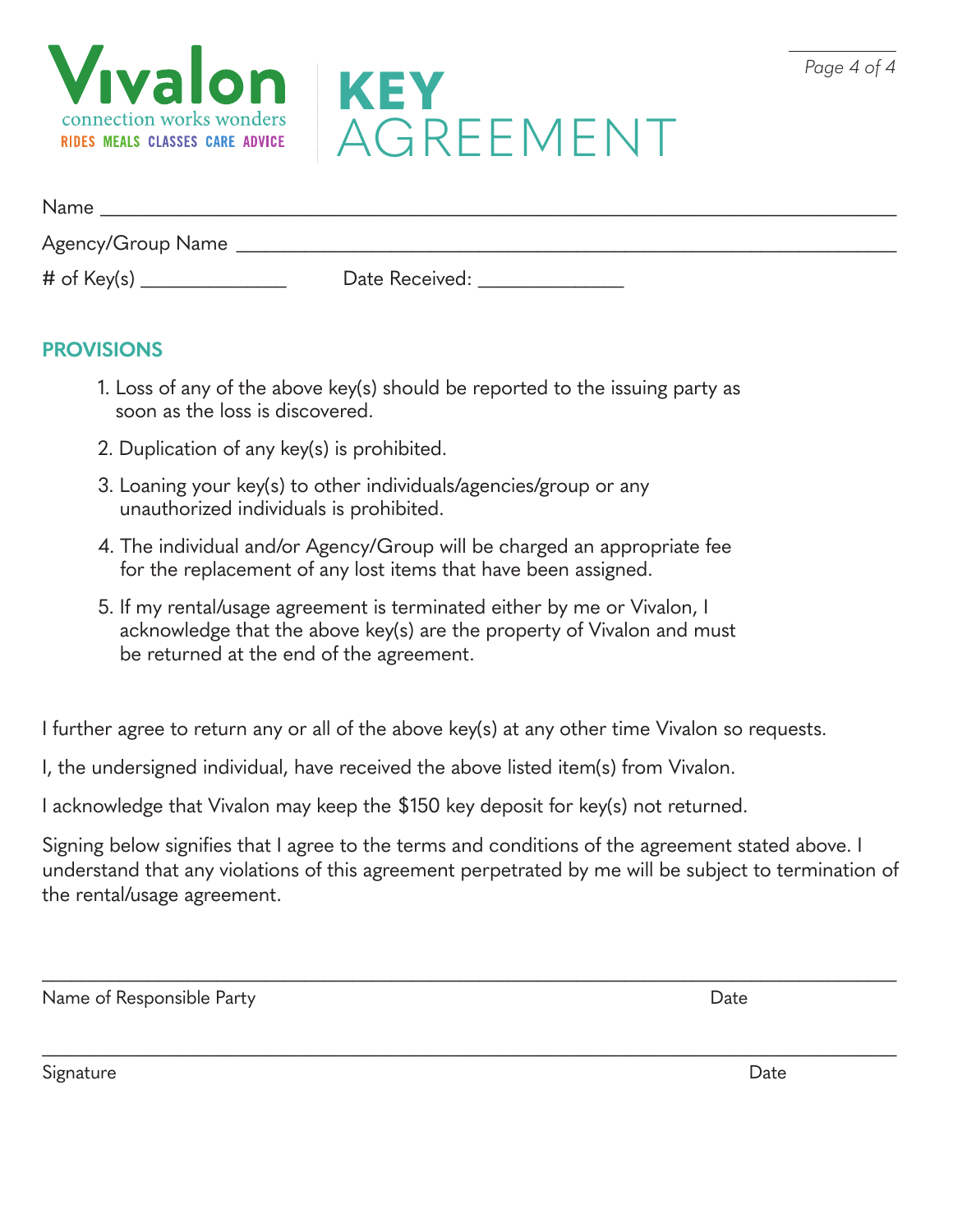Vivalon
connection works wonders
RIDES MEALS CLASSES CARE ADVICE

# KEY AGREEMENT

Name ___________________________________________________________________________

Agency/Group Name _______________________________________________________________

# of Key(s) ______________ Date Received: ______________

## PROVISIONS

1. Loss of any of the above key(s) should be reported to the issuing party as soon as the loss is discovered.
2. Duplication of any key(s) is prohibited.
3. Loaning your key(s) to other individuals/agencies/group or any unauthorized individuals is prohibited.
4. The individual and/or Agency/Group will be charged an appropriate fee for the replacement of any lost items that have been assigned.
5. If my rental/usage agreement is terminated either by me or Vivalon, I acknowledge that the above key(s) are the property of Vivalon and must be returned at the end of the agreement.

I further agree to return any or all of the above key(s) at any other time Vivalon so requests.

I, the undersigned individual, have received the above listed item(s) from Vivalon.

I acknowledge that Vivalon may keep the $150 key deposit for key(s) not returned.

Signing below signifies that I agree to the terms and conditions of the agreement stated above. I understand that any violations of this agreement perpetrated by me will be subject to termination of the rental/usage agreement.

_____________________________________________________________________________

Name of Responsible Party Date

_____________________________________________________________________________

Signature Date